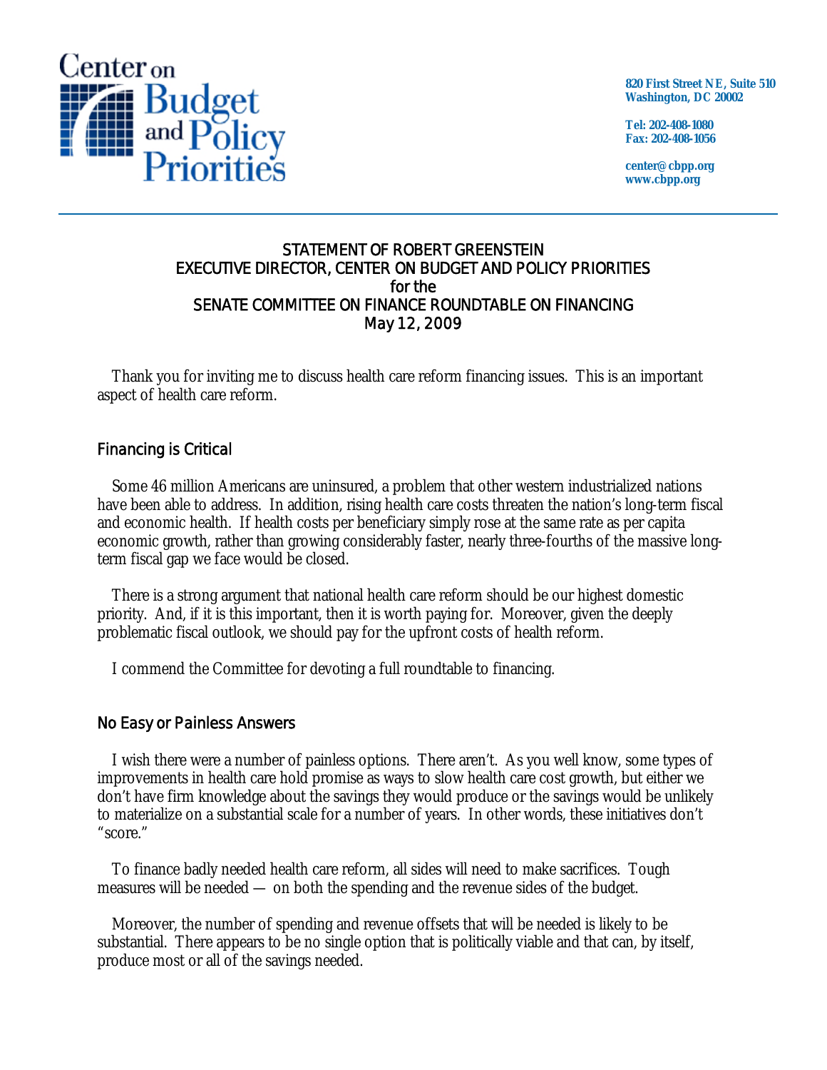Center on Budget and Policy Priorities

820 First Street NE, Suite 510
Washington, DC 20002

Tel: 202-408-1080
Fax: 202-408-1056

center@cbpp.org
www.cbpp.org

# STATEMENT OF ROBERT GREENSTEIN
# EXECUTIVE DIRECTOR, CENTER ON BUDGET AND POLICY PRIORITIES
# for the
# SENATE COMMITTEE ON FINANCE ROUNDTABLE ON FINANCING
# May 12, 2009

Thank you for inviting me to discuss health care reform financing issues. This is an important aspect of health care reform.

## Financing is Critical

Some 46 million Americans are uninsured, a problem that other western industrialized nations have been able to address. In addition, rising health care costs threaten the nation's long-term fiscal and economic health. If health costs per beneficiary simply rose at the same rate as per capita economic growth, rather than growing considerably faster, nearly three-fourths of the massive long-term fiscal gap we face would be closed.

There is a strong argument that national health care reform should be our highest domestic priority. And, if it is this important, then it is worth paying for. Moreover, given the deeply problematic fiscal outlook, we should pay for the upfront costs of health reform.

I commend the Committee for devoting a full roundtable to financing.

## No Easy or Painless Answers

I wish there were a number of painless options. There aren't. As you well know, some types of improvements in health care hold promise as ways to slow health care cost growth, but either we don't have firm knowledge about the savings they would produce or the savings would be unlikely to materialize on a substantial scale for a number of years. In other words, these initiatives don't "score."

To finance badly needed health care reform, all sides will need to make sacrifices. Tough measures will be needed — on both the spending and the revenue sides of the budget.

Moreover, the number of spending and revenue offsets that will be needed is likely to be substantial. There appears to be no single option that is politically viable and that can, by itself, produce most or all of the savings needed.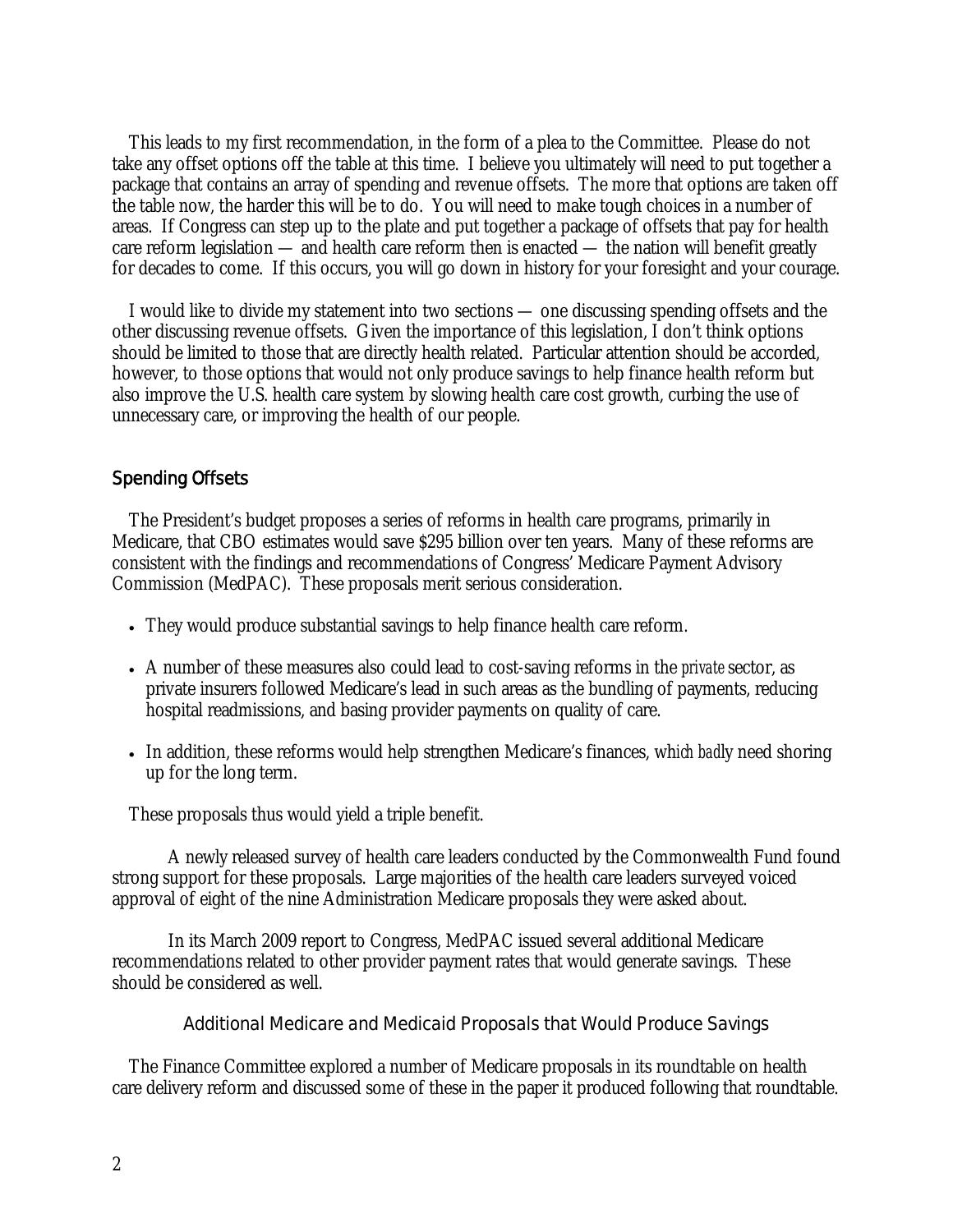This leads to my first recommendation, in the form of a plea to the Committee. Please do not take any offset options off the table at this time. I believe you ultimately will need to put together a package that contains an array of spending and revenue offsets. The more that options are taken off the table now, the harder this will be to do. You will need to make tough choices in a number of areas. If Congress can step up to the plate and put together a package of offsets that pay for health care reform legislation — and health care reform then is enacted — the nation will benefit greatly for decades to come. If this occurs, you will go down in history for your foresight and your courage.

I would like to divide my statement into two sections — one discussing spending offsets and the other discussing revenue offsets. Given the importance of this legislation, I don't think options should be limited to those that are directly health related. Particular attention should be accorded, however, to those options that would not only produce savings to help finance health reform but also improve the U.S. health care system by slowing health care cost growth, curbing the use of unnecessary care, or improving the health of our people.

## Spending Offsets

The President's budget proposes a series of reforms in health care programs, primarily in Medicare, that CBO estimates would save $295 billion over ten years. Many of these reforms are consistent with the findings and recommendations of Congress' Medicare Payment Advisory Commission (MedPAC). These proposals merit serious consideration.

- They would produce substantial savings to help finance health care reform.
- A number of these measures also could lead to cost-saving reforms in the *private* sector, as private insurers followed Medicare's lead in such areas as the bundling of payments, reducing hospital readmissions, and basing provider payments on quality of care.
- In addition, these reforms would help strengthen Medicare's finances, which badly need shoring up for the long term.

These proposals thus would yield a triple benefit.

A newly released survey of health care leaders conducted by the Commonwealth Fund found strong support for these proposals. Large majorities of the health care leaders surveyed voiced approval of eight of the nine Administration Medicare proposals they were asked about.

In its March 2009 report to Congress, MedPAC issued several additional Medicare recommendations related to other provider payment rates that would generate savings. These should be considered as well.

### Additional Medicare and Medicaid Proposals that Would Produce Savings

The Finance Committee explored a number of Medicare proposals in its roundtable on health care delivery reform and discussed some of these in the paper it produced following that roundtable.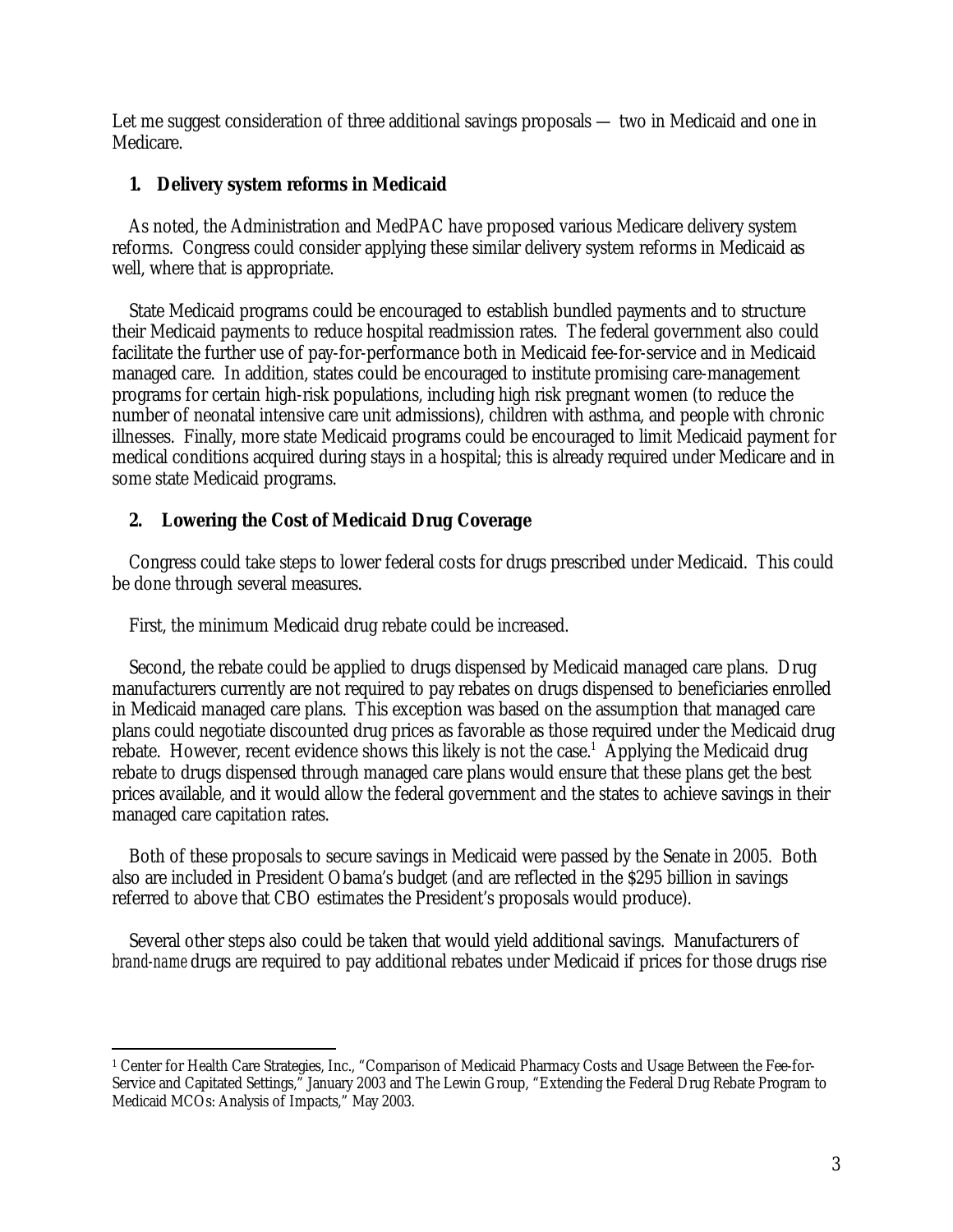Let me suggest consideration of three additional savings proposals — two in Medicaid and one in Medicare.

## 1. Delivery system reforms in Medicaid

As noted, the Administration and MedPAC have proposed various Medicare delivery system reforms. Congress could consider applying these similar delivery system reforms in Medicaid as well, where that is appropriate.

State Medicaid programs could be encouraged to establish bundled payments and to structure their Medicaid payments to reduce hospital readmission rates. The federal government also could facilitate the further use of pay-for-performance both in Medicaid fee-for-service and in Medicaid managed care. In addition, states could be encouraged to institute promising care-management programs for certain high-risk populations, including high risk pregnant women (to reduce the number of neonatal intensive care unit admissions), children with asthma, and people with chronic illnesses. Finally, more state Medicaid programs could be encouraged to limit Medicaid payment for medical conditions acquired during stays in a hospital; this is already required under Medicare and in some state Medicaid programs.

## 2. Lowering the Cost of Medicaid Drug Coverage

Congress could take steps to lower federal costs for drugs prescribed under Medicaid. This could be done through several measures.

First, the minimum Medicaid drug rebate could be increased.

Second, the rebate could be applied to drugs dispensed by Medicaid managed care plans. Drug manufacturers currently are not required to pay rebates on drugs dispensed to beneficiaries enrolled in Medicaid managed care plans. This exception was based on the assumption that managed care plans could negotiate discounted drug prices as favorable as those required under the Medicaid drug rebate. However, recent evidence shows this likely is not the case.[1] Applying the Medicaid drug rebate to drugs dispensed through managed care plans would ensure that these plans get the best prices available, and it would allow the federal government and the states to achieve savings in their managed care capitation rates.

Both of these proposals to secure savings in Medicaid were passed by the Senate in 2005. Both also are included in President Obama's budget (and are reflected in the \$295 billion in savings referred to above that CBO estimates the President's proposals would produce).

Several other steps also could be taken that would yield additional savings. Manufacturers of *brand-name* drugs are required to pay additional rebates under Medicaid if prices for those drugs rise

---

[1] Center for Health Care Strategies, Inc., "Comparison of Medicaid Pharmacy Costs and Usage Between the Fee-for-Service and Capitated Settings," January 2003 and The Lewin Group, "Extending the Federal Drug Rebate Program to Medicaid MCOs: Analysis of Impacts," May 2003.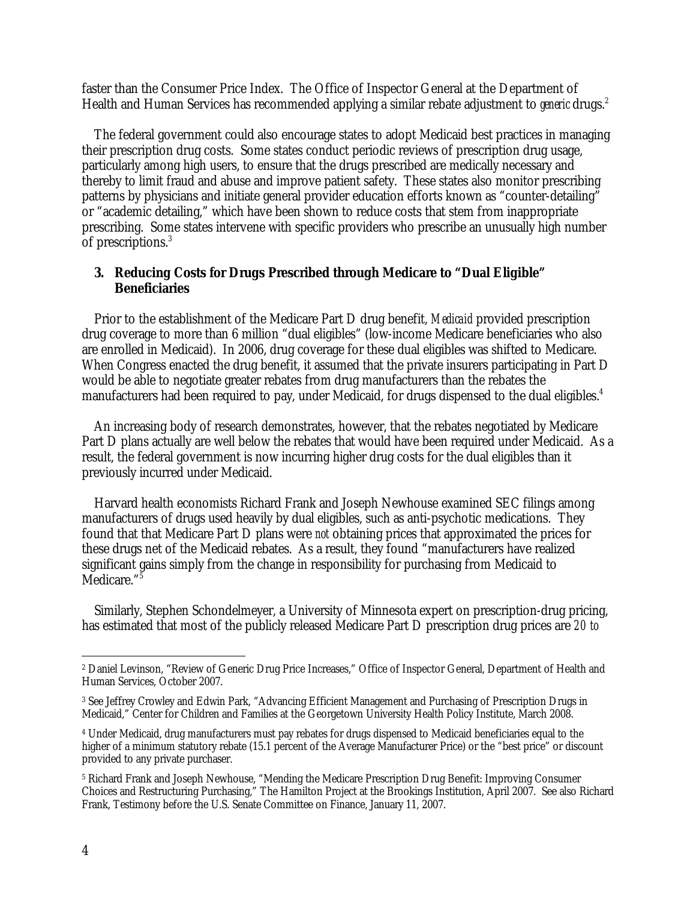faster than the Consumer Price Index. The Office of Inspector General at the Department of Health and Human Services has recommended applying a similar rebate adjustment to *generic* drugs.[2]

The federal government could also encourage states to adopt Medicaid best practices in managing their prescription drug costs. Some states conduct periodic reviews of prescription drug usage, particularly among high users, to ensure that the drugs prescribed are medically necessary and thereby to limit fraud and abuse and improve patient safety. These states also monitor prescribing patterns by physicians and initiate general provider education efforts known as "counter-detailing" or "academic detailing," which have been shown to reduce costs that stem from inappropriate prescribing. Some states intervene with specific providers who prescribe an unusually high number of prescriptions.[3]

### 3. Reducing Costs for Drugs Prescribed through Medicare to "Dual Eligible" Beneficiaries

Prior to the establishment of the Medicare Part D drug benefit, *Medicaid* provided prescription drug coverage to more than 6 million "dual eligibles" (low-income Medicare beneficiaries who also are enrolled in Medicaid). In 2006, drug coverage for these dual eligibles was shifted to Medicare. When Congress enacted the drug benefit, it assumed that the private insurers participating in Part D would be able to negotiate greater rebates from drug manufacturers than the rebates the manufacturers had been required to pay, under Medicaid, for drugs dispensed to the dual eligibles.[4]

An increasing body of research demonstrates, however, that the rebates negotiated by Medicare Part D plans actually are well below the rebates that would have been required under Medicaid. As a result, the federal government is now incurring higher drug costs for the dual eligibles than it previously incurred under Medicaid.

Harvard health economists Richard Frank and Joseph Newhouse examined SEC filings among manufacturers of drugs used heavily by dual eligibles, such as anti-psychotic medications. They found that that Medicare Part D plans were *not* obtaining prices that approximated the prices for these drugs net of the Medicaid rebates. As a result, they found "manufacturers have realized significant gains simply from the change in responsibility for purchasing from Medicaid to Medicare."[5]

Similarly, Stephen Schondelmeyer, a University of Minnesota expert on prescription-drug pricing, has estimated that most of the publicly released Medicare Part D prescription drug prices are *20 to*

---

[2] Daniel Levinson, "Review of Generic Drug Price Increases," Office of Inspector General, Department of Health and Human Services, October 2007.

[3] See Jeffrey Crowley and Edwin Park, "Advancing Efficient Management and Purchasing of Prescription Drugs in Medicaid," Center for Children and Families at the Georgetown University Health Policy Institute, March 2008.

[4] Under Medicaid, drug manufacturers must pay rebates for drugs dispensed to Medicaid beneficiaries equal to the higher of a minimum statutory rebate (15.1 percent of the Average Manufacturer Price) or the "best price" or discount provided to any private purchaser.

[5] Richard Frank and Joseph Newhouse, "Mending the Medicare Prescription Drug Benefit: Improving Consumer Choices and Restructuring Purchasing," The Hamilton Project at the Brookings Institution, April 2007. See also Richard Frank, Testimony before the U.S. Senate Committee on Finance, January 11, 2007.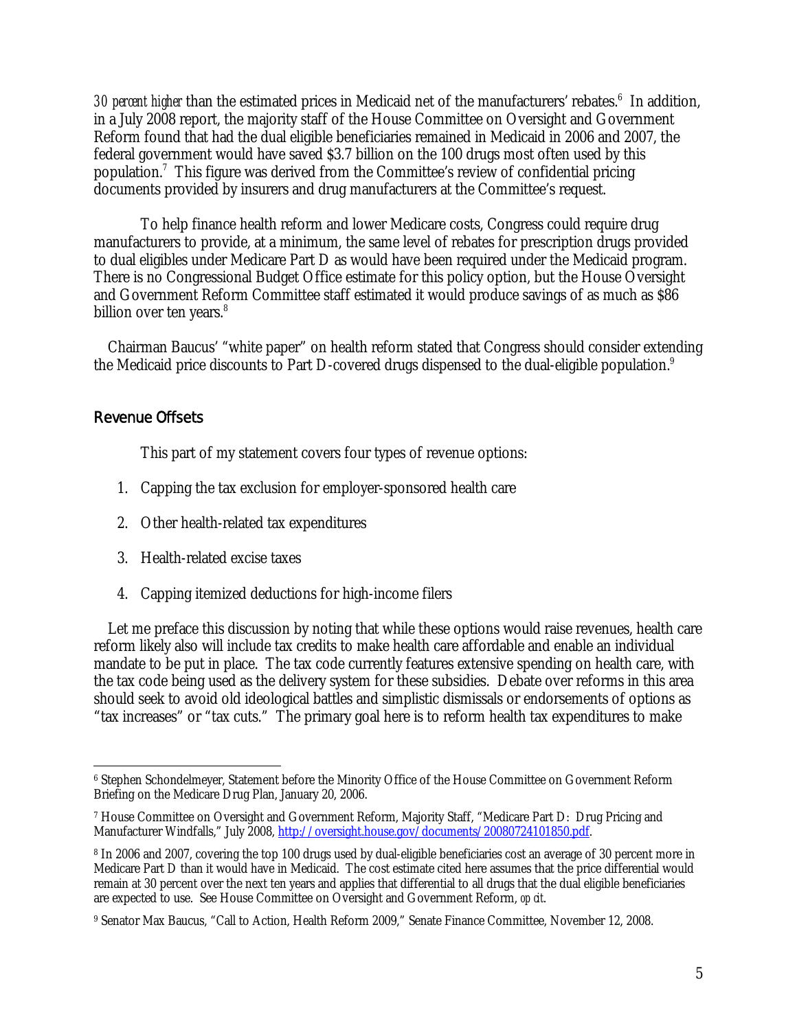*30 percent higher* than the estimated prices in Medicaid net of the manufacturers' rebates.[6] In addition, in a July 2008 report, the majority staff of the House Committee on Oversight and Government Reform found that had the dual eligible beneficiaries remained in Medicaid in 2006 and 2007, the federal government would have saved $3.7 billion on the 100 drugs most often used by this population.[7] This figure was derived from the Committee's review of confidential pricing documents provided by insurers and drug manufacturers at the Committee's request.

To help finance health reform and lower Medicare costs, Congress could require drug manufacturers to provide, at a minimum, the same level of rebates for prescription drugs provided to dual eligibles under Medicare Part D as would have been required under the Medicaid program. There is no Congressional Budget Office estimate for this policy option, but the House Oversight and Government Reform Committee staff estimated it would produce savings of as much as $86 billion over ten years.[8]

Chairman Baucus' "white paper" on health reform stated that Congress should consider extending the Medicaid price discounts to Part D-covered drugs dispensed to the dual-eligible population.[9]

## Revenue Offsets

This part of my statement covers four types of revenue options:

1. Capping the tax exclusion for employer-sponsored health care
2. Other health-related tax expenditures
3. Health-related excise taxes
4. Capping itemized deductions for high-income filers

Let me preface this discussion by noting that while these options would raise revenues, health care reform likely also will include tax credits to make health care affordable and enable an individual mandate to be put in place. The tax code currently features extensive spending on health care, with the tax code being used as the delivery system for these subsidies. Debate over reforms in this area should seek to avoid old ideological battles and simplistic dismissals or endorsements of options as "tax increases" or "tax cuts." The primary goal here is to reform health tax expenditures to make

---

[6] Stephen Schondelmeyer, Statement before the Minority Office of the House Committee on Government Reform Briefing on the Medicare Drug Plan, January 20, 2006.

[7] House Committee on Oversight and Government Reform, Majority Staff, "Medicare Part D: Drug Pricing and Manufacturer Windfalls," July 2008, http://oversight.house.gov/documents/20080724101850.pdf.

[8] In 2006 and 2007, covering the top 100 drugs used by dual-eligible beneficiaries cost an average of 30 percent more in Medicare Part D than it would have in Medicaid. The cost estimate cited here assumes that the price differential would remain at 30 percent over the next ten years and applies that differential to all drugs that the dual eligible beneficiaries are expected to use. See House Committee on Oversight and Government Reform, *op cit*.

[9] Senator Max Baucus, "Call to Action, Health Reform 2009," Senate Finance Committee, November 12, 2008.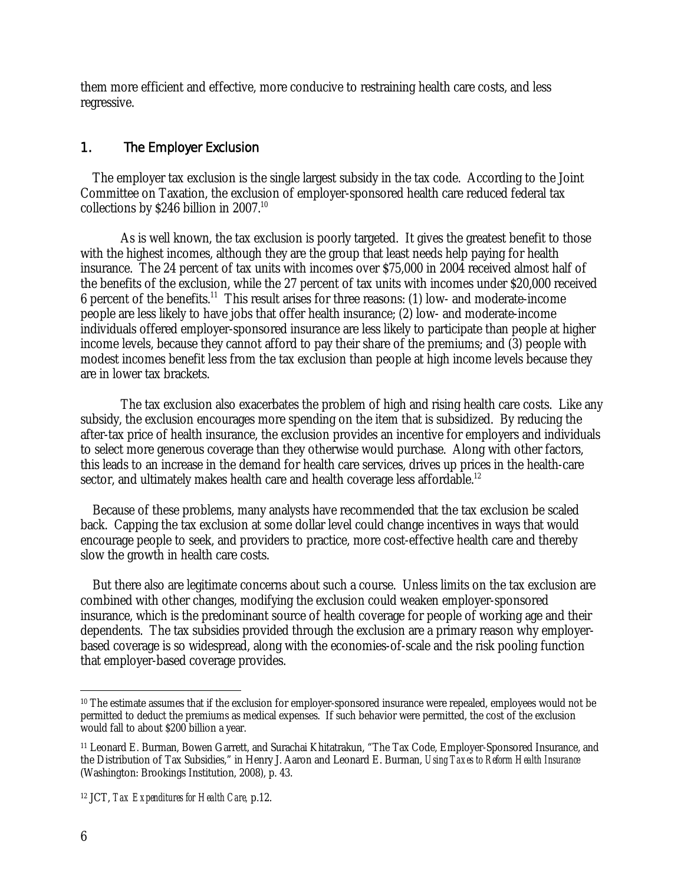them more efficient and effective, more conducive to restraining health care costs, and less regressive.

## 1. The Employer Exclusion

The employer tax exclusion is the single largest subsidy in the tax code. According to the Joint Committee on Taxation, the exclusion of employer-sponsored health care reduced federal tax collections by $246 billion in 2007.[10]

As is well known, the tax exclusion is poorly targeted. It gives the greatest benefit to those with the highest incomes, although they are the group that least needs help paying for health insurance. The 24 percent of tax units with incomes over $75,000 in 2004 received almost half of the benefits of the exclusion, while the 27 percent of tax units with incomes under $20,000 received 6 percent of the benefits.[11] This result arises for three reasons: (1) low- and moderate-income people are less likely to have jobs that offer health insurance; (2) low- and moderate-income individuals offered employer-sponsored insurance are less likely to participate than people at higher income levels, because they cannot afford to pay their share of the premiums; and (3) people with modest incomes benefit less from the tax exclusion than people at high income levels because they are in lower tax brackets.

The tax exclusion also exacerbates the problem of high and rising health care costs. Like any subsidy, the exclusion encourages more spending on the item that is subsidized. By reducing the after-tax price of health insurance, the exclusion provides an incentive for employers and individuals to select more generous coverage than they otherwise would purchase. Along with other factors, this leads to an increase in the demand for health care services, drives up prices in the health-care sector, and ultimately makes health care and health coverage less affordable.[12]

Because of these problems, many analysts have recommended that the tax exclusion be scaled back. Capping the tax exclusion at some dollar level could change incentives in ways that would encourage people to seek, and providers to practice, more cost-effective health care and thereby slow the growth in health care costs.

But there also are legitimate concerns about such a course. Unless limits on the tax exclusion are combined with other changes, modifying the exclusion could weaken employer-sponsored insurance, which is the predominant source of health coverage for people of working age and their dependents. The tax subsidies provided through the exclusion are a primary reason why employer-based coverage is so widespread, along with the economies-of-scale and the risk pooling function that employer-based coverage provides.

---

[10] The estimate assumes that if the exclusion for employer-sponsored insurance were repealed, employees would not be permitted to deduct the premiums as medical expenses. If such behavior were permitted, the cost of the exclusion would fall to about $200 billion a year.

[11] Leonard E. Burman, Bowen Garrett, and Surachai Khitatrakun, "The Tax Code, Employer-Sponsored Insurance, and the Distribution of Tax Subsidies," in Henry J. Aaron and Leonard E. Burman, *Using Taxes to Reform Health Insurance* (Washington: Brookings Institution, 2008), p. 43.

[12] JCT, *Tax Expenditures for Health Care*, p.12.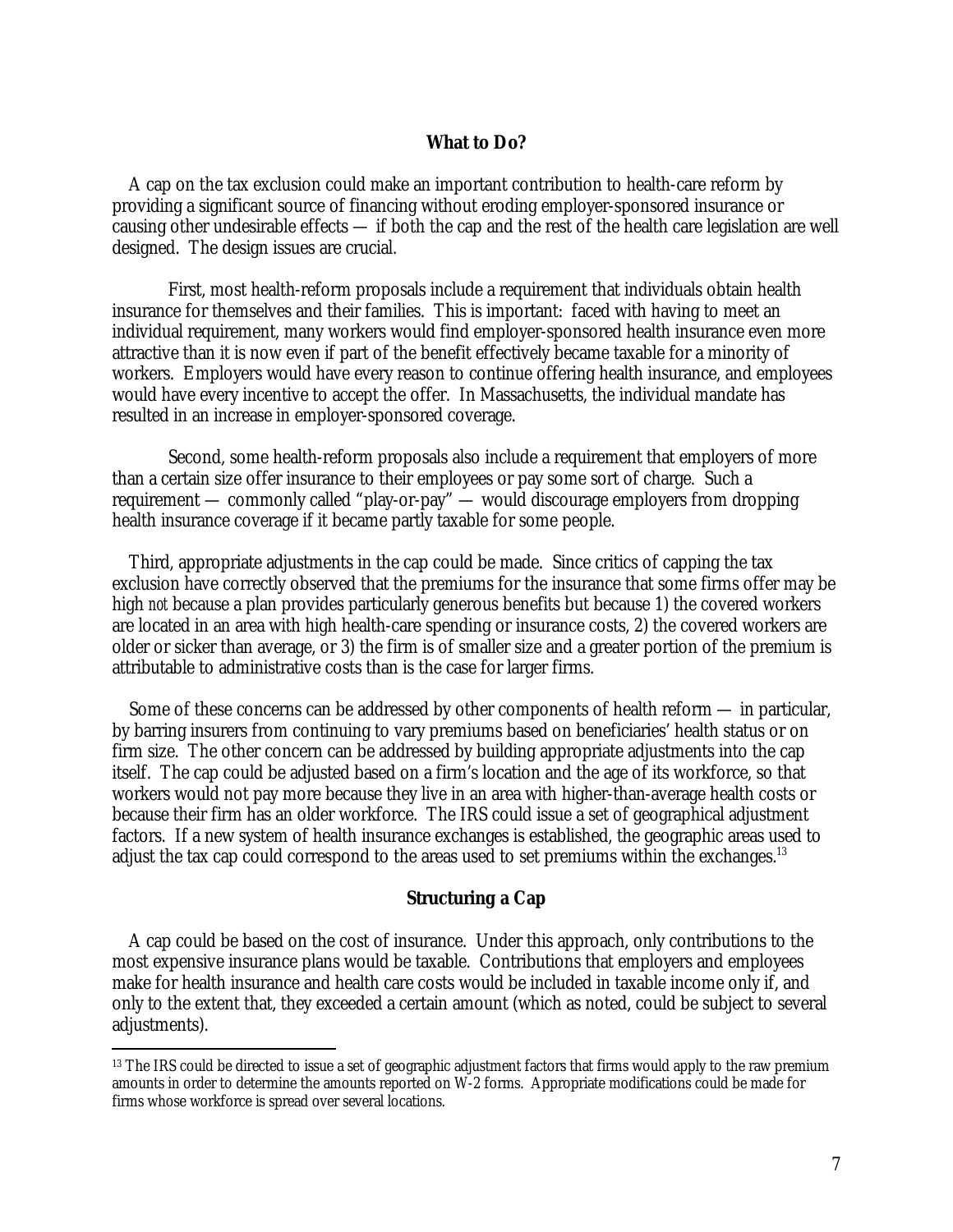## What to Do?

A cap on the tax exclusion could make an important contribution to health-care reform by providing a significant source of financing without eroding employer-sponsored insurance or causing other undesirable effects — if both the cap and the rest of the health care legislation are well designed. The design issues are crucial.

First, most health-reform proposals include a requirement that individuals obtain health insurance for themselves and their families. This is important: faced with having to meet an individual requirement, many workers would find employer-sponsored health insurance even more attractive than it is now even if part of the benefit effectively became taxable for a minority of workers. Employers would have every reason to continue offering health insurance, and employees would have every incentive to accept the offer. In Massachusetts, the individual mandate has resulted in an increase in employer-sponsored coverage.

Second, some health-reform proposals also include a requirement that employers of more than a certain size offer insurance to their employees or pay some sort of charge. Such a requirement — commonly called "play-or-pay" — would discourage employers from dropping health insurance coverage if it became partly taxable for some people.

Third, appropriate adjustments in the cap could be made. Since critics of capping the tax exclusion have correctly observed that the premiums for the insurance that some firms offer may be high *not* because a plan provides particularly generous benefits but because 1) the covered workers are located in an area with high health-care spending or insurance costs, 2) the covered workers are older or sicker than average, or 3) the firm is of smaller size and a greater portion of the premium is attributable to administrative costs than is the case for larger firms.

Some of these concerns can be addressed by other components of health reform — in particular, by barring insurers from continuing to vary premiums based on beneficiaries' health status or on firm size. The other concern can be addressed by building appropriate adjustments into the cap itself. The cap could be adjusted based on a firm's location and the age of its workforce, so that workers would not pay more because they live in an area with higher-than-average health costs or because their firm has an older workforce. The IRS could issue a set of geographical adjustment factors. If a new system of health insurance exchanges is established, the geographic areas used to adjust the tax cap could correspond to the areas used to set premiums within the exchanges.[13]

## Structuring a Cap

A cap could be based on the cost of insurance. Under this approach, only contributions to the most expensive insurance plans would be taxable. Contributions that employers and employees make for health insurance and health care costs would be included in taxable income only if, and only to the extent that, they exceeded a certain amount (which as noted, could be subject to several adjustments).

---

[13] The IRS could be directed to issue a set of geographic adjustment factors that firms would apply to the raw premium amounts in order to determine the amounts reported on W-2 forms. Appropriate modifications could be made for firms whose workforce is spread over several locations.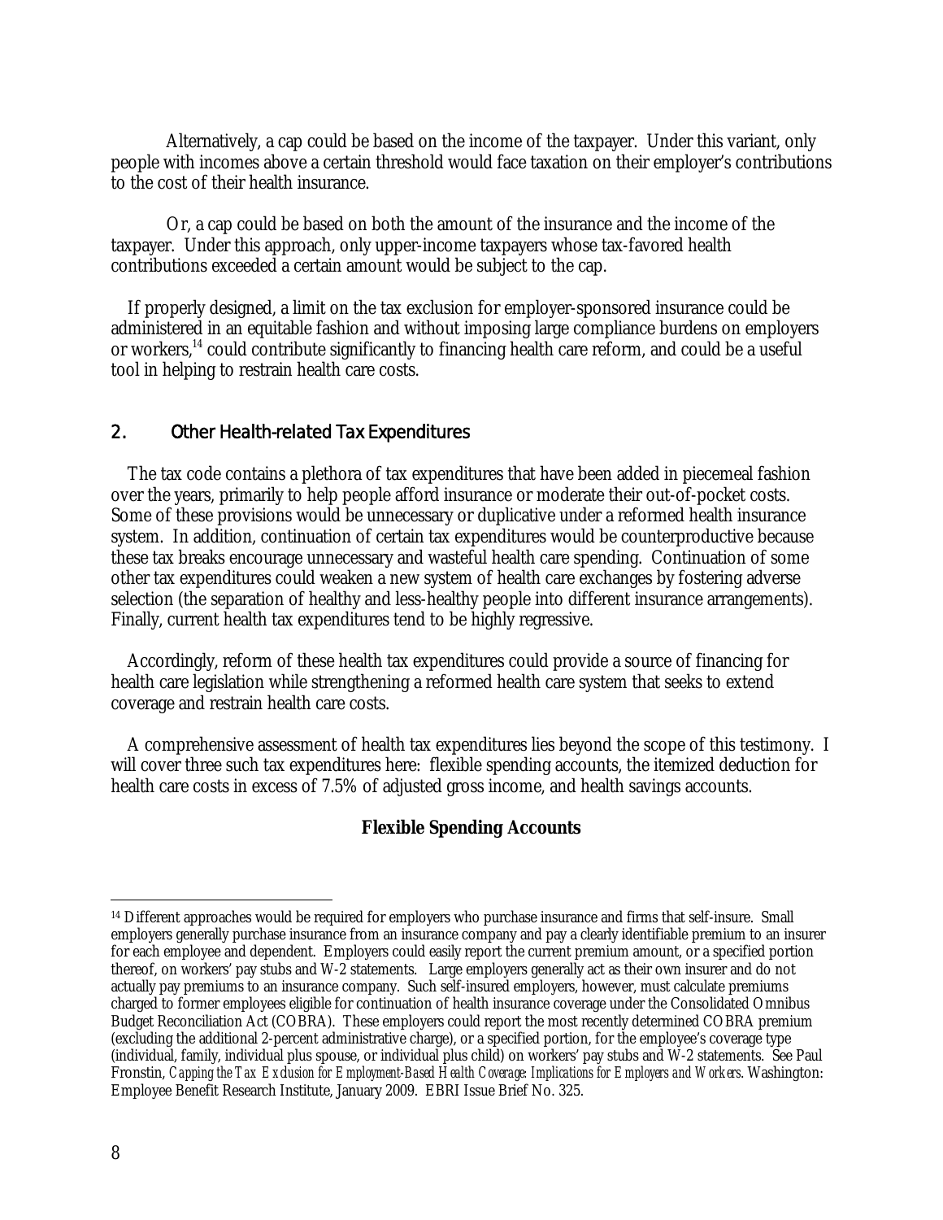Alternatively, a cap could be based on the income of the taxpayer. Under this variant, only people with incomes above a certain threshold would face taxation on their employer's contributions to the cost of their health insurance.

Or, a cap could be based on both the amount of the insurance and the income of the taxpayer. Under this approach, only upper-income taxpayers whose tax-favored health contributions exceeded a certain amount would be subject to the cap.

If properly designed, a limit on the tax exclusion for employer-sponsored insurance could be administered in an equitable fashion and without imposing large compliance burdens on employers or workers,[14] could contribute significantly to financing health care reform, and could be a useful tool in helping to restrain health care costs.

## 2. Other Health-related Tax Expenditures

The tax code contains a plethora of tax expenditures that have been added in piecemeal fashion over the years, primarily to help people afford insurance or moderate their out-of-pocket costs. Some of these provisions would be unnecessary or duplicative under a reformed health insurance system. In addition, continuation of certain tax expenditures would be counterproductive because these tax breaks encourage unnecessary and wasteful health care spending. Continuation of some other tax expenditures could weaken a new system of health care exchanges by fostering adverse selection (the separation of healthy and less-healthy people into different insurance arrangements). Finally, current health tax expenditures tend to be highly regressive.

Accordingly, reform of these health tax expenditures could provide a source of financing for health care legislation while strengthening a reformed health care system that seeks to extend coverage and restrain health care costs.

A comprehensive assessment of health tax expenditures lies beyond the scope of this testimony. I will cover three such tax expenditures here: flexible spending accounts, the itemized deduction for health care costs in excess of 7.5% of adjusted gross income, and health savings accounts.

### Flexible Spending Accounts

[14] Different approaches would be required for employers who purchase insurance and firms that self-insure. Small employers generally purchase insurance from an insurance company and pay a clearly identifiable premium to an insurer for each employee and dependent. Employers could easily report the current premium amount, or a specified portion thereof, on workers' pay stubs and W-2 statements. Large employers generally act as their own insurer and do not actually pay premiums to an insurance company. Such self-insured employers, however, must calculate premiums charged to former employees eligible for continuation of health insurance coverage under the Consolidated Omnibus Budget Reconciliation Act (COBRA). These employers could report the most recently determined COBRA premium (excluding the additional 2-percent administrative charge), or a specified portion, for the employee's coverage type (individual, family, individual plus spouse, or individual plus child) on workers' pay stubs and W-2 statements. See Paul Fronstin, *Capping the Tax Exclusion for Employment-Based Health Coverage: Implications for Employers and Workers*. Washington: Employee Benefit Research Institute, January 2009. EBRI Issue Brief No. 325.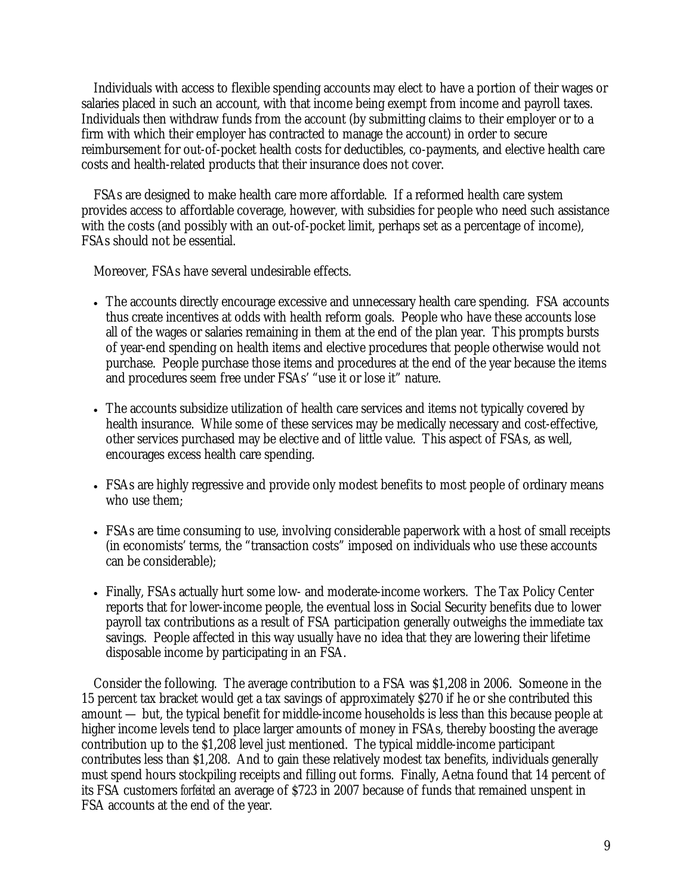Individuals with access to flexible spending accounts may elect to have a portion of their wages or salaries placed in such an account, with that income being exempt from income and payroll taxes. Individuals then withdraw funds from the account (by submitting claims to their employer or to a firm with which their employer has contracted to manage the account) in order to secure reimbursement for out-of-pocket health costs for deductibles, co-payments, and elective health care costs and health-related products that their insurance does not cover.

FSAs are designed to make health care more affordable. If a reformed health care system provides access to affordable coverage, however, with subsidies for people who need such assistance with the costs (and possibly with an out-of-pocket limit, perhaps set as a percentage of income), FSAs should not be essential.

Moreover, FSAs have several undesirable effects.

- The accounts directly encourage excessive and unnecessary health care spending. FSA accounts thus create incentives at odds with health reform goals. People who have these accounts lose all of the wages or salaries remaining in them at the end of the plan year. This prompts bursts of year-end spending on health items and elective procedures that people otherwise would not purchase. People purchase those items and procedures at the end of the year because the items and procedures seem free under FSAs' "use it or lose it" nature.

- The accounts subsidize utilization of health care services and items not typically covered by health insurance. While some of these services may be medically necessary and cost-effective, other services purchased may be elective and of little value. This aspect of FSAs, as well, encourages excess health care spending.

- FSAs are highly regressive and provide only modest benefits to most people of ordinary means who use them;

- FSAs are time consuming to use, involving considerable paperwork with a host of small receipts (in economists' terms, the "transaction costs" imposed on individuals who use these accounts can be considerable);

- Finally, FSAs actually hurt some low- and moderate-income workers. The Tax Policy Center reports that for lower-income people, the eventual loss in Social Security benefits due to lower payroll tax contributions as a result of FSA participation generally outweighs the immediate tax savings. People affected in this way usually have no idea that they are lowering their lifetime disposable income by participating in an FSA.

Consider the following. The average contribution to a FSA was $1,208 in 2006. Someone in the 15 percent tax bracket would get a tax savings of approximately $270 if he or she contributed this amount — but, the typical benefit for middle-income households is less than this because people at higher income levels tend to place larger amounts of money in FSAs, thereby boosting the average contribution up to the $1,208 level just mentioned. The typical middle-income participant contributes less than $1,208. And to gain these relatively modest tax benefits, individuals generally must spend hours stockpiling receipts and filling out forms. Finally, Aetna found that 14 percent of its FSA customers *forfeited* an average of $723 in 2007 because of funds that remained unspent in FSA accounts at the end of the year.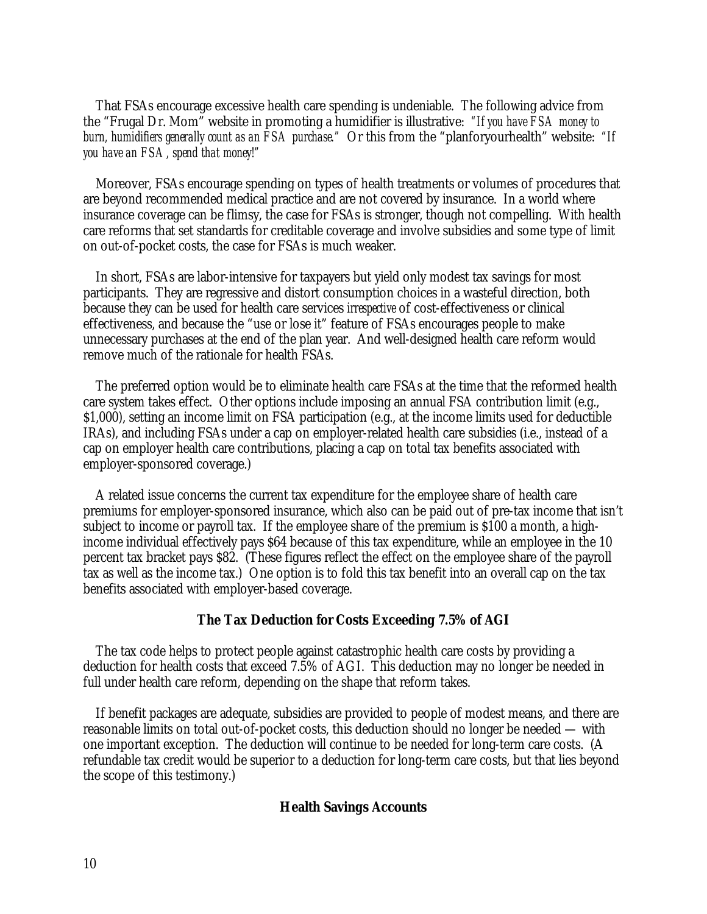That FSAs encourage excessive health care spending is undeniable. The following advice from the "Frugal Dr. Mom" website in promoting a humidifier is illustrative: *"If you have FSA money to burn, humidifiers generally count as an FSA purchase."* Or this from the "planforyourhealth" website: *"If you have an FSA, spend that money!"*

Moreover, FSAs encourage spending on types of health treatments or volumes of procedures that are beyond recommended medical practice and are not covered by insurance. In a world where insurance coverage can be flimsy, the case for FSAs is stronger, though not compelling. With health care reforms that set standards for creditable coverage and involve subsidies and some type of limit on out-of-pocket costs, the case for FSAs is much weaker.

In short, FSAs are labor-intensive for taxpayers but yield only modest tax savings for most participants. They are regressive and distort consumption choices in a wasteful direction, both because they can be used for health care services *irrespective* of cost-effectiveness or clinical effectiveness, and because the "use or lose it" feature of FSAs encourages people to make unnecessary purchases at the end of the plan year. And well-designed health care reform would remove much of the rationale for health FSAs.

The preferred option would be to eliminate health care FSAs at the time that the reformed health care system takes effect. Other options include imposing an annual FSA contribution limit (e.g., \$1,000), setting an income limit on FSA participation (e.g., at the income limits used for deductible IRAs), and including FSAs under a cap on employer-related health care subsidies (i.e., instead of a cap on employer health care contributions, placing a cap on total tax benefits associated with employer-sponsored coverage.)

A related issue concerns the current tax expenditure for the employee share of health care premiums for employer-sponsored insurance, which also can be paid out of pre-tax income that isn't subject to income or payroll tax. If the employee share of the premium is \$100 a month, a high-income individual effectively pays \$64 because of this tax expenditure, while an employee in the 10 percent tax bracket pays \$82. (These figures reflect the effect on the employee share of the payroll tax as well as the income tax.) One option is to fold this tax benefit into an overall cap on the tax benefits associated with employer-based coverage.

## The Tax Deduction for Costs Exceeding 7.5% of AGI

The tax code helps to protect people against catastrophic health care costs by providing a deduction for health costs that exceed 7.5% of AGI. This deduction may no longer be needed in full under health care reform, depending on the shape that reform takes.

If benefit packages are adequate, subsidies are provided to people of modest means, and there are reasonable limits on total out-of-pocket costs, this deduction should no longer be needed — with one important exception. The deduction will continue to be needed for long-term care costs. (A refundable tax credit would be superior to a deduction for long-term care costs, but that lies beyond the scope of this testimony.)

## Health Savings Accounts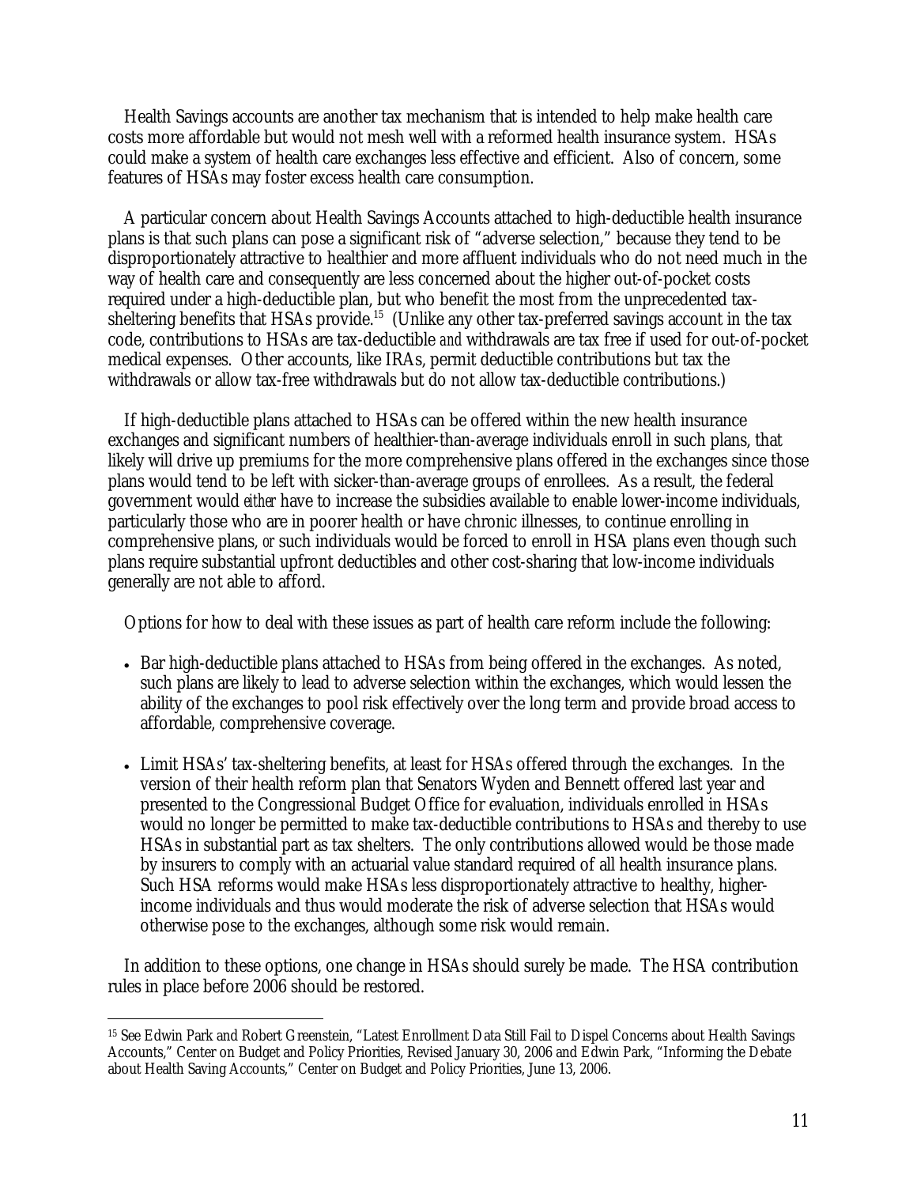Health Savings accounts are another tax mechanism that is intended to help make health care costs more affordable but would not mesh well with a reformed health insurance system. HSAs could make a system of health care exchanges less effective and efficient. Also of concern, some features of HSAs may foster excess health care consumption.

A particular concern about Health Savings Accounts attached to high-deductible health insurance plans is that such plans can pose a significant risk of "adverse selection," because they tend to be disproportionately attractive to healthier and more affluent individuals who do not need much in the way of health care and consequently are less concerned about the higher out-of-pocket costs required under a high-deductible plan, but who benefit the most from the unprecedented tax-sheltering benefits that HSAs provide.[15] (Unlike any other tax-preferred savings account in the tax code, contributions to HSAs are tax-deductible *and* withdrawals are tax free if used for out-of-pocket medical expenses. Other accounts, like IRAs, permit deductible contributions but tax the withdrawals or allow tax-free withdrawals but do not allow tax-deductible contributions.)

If high-deductible plans attached to HSAs can be offered within the new health insurance exchanges and significant numbers of healthier-than-average individuals enroll in such plans, that likely will drive up premiums for the more comprehensive plans offered in the exchanges since those plans would tend to be left with sicker-than-average groups of enrollees. As a result, the federal government would *either* have to increase the subsidies available to enable lower-income individuals, particularly those who are in poorer health or have chronic illnesses, to continue enrolling in comprehensive plans, *or* such individuals would be forced to enroll in HSA plans even though such plans require substantial upfront deductibles and other cost-sharing that low-income individuals generally are not able to afford.

Options for how to deal with these issues as part of health care reform include the following:

- Bar high-deductible plans attached to HSAs from being offered in the exchanges. As noted, such plans are likely to lead to adverse selection within the exchanges, which would lessen the ability of the exchanges to pool risk effectively over the long term and provide broad access to affordable, comprehensive coverage.
- Limit HSAs' tax-sheltering benefits, at least for HSAs offered through the exchanges. In the version of their health reform plan that Senators Wyden and Bennett offered last year and presented to the Congressional Budget Office for evaluation, individuals enrolled in HSAs would no longer be permitted to make tax-deductible contributions to HSAs and thereby to use HSAs in substantial part as tax shelters. The only contributions allowed would be those made by insurers to comply with an actuarial value standard required of all health insurance plans. Such HSA reforms would make HSAs less disproportionately attractive to healthy, higher-income individuals and thus would moderate the risk of adverse selection that HSAs would otherwise pose to the exchanges, although some risk would remain.

In addition to these options, one change in HSAs should surely be made. The HSA contribution rules in place before 2006 should be restored.

---

[15] See Edwin Park and Robert Greenstein, "Latest Enrollment Data Still Fail to Dispel Concerns about Health Savings Accounts," Center on Budget and Policy Priorities, Revised January 30, 2006 and Edwin Park, "Informing the Debate about Health Saving Accounts," Center on Budget and Policy Priorities, June 13, 2006.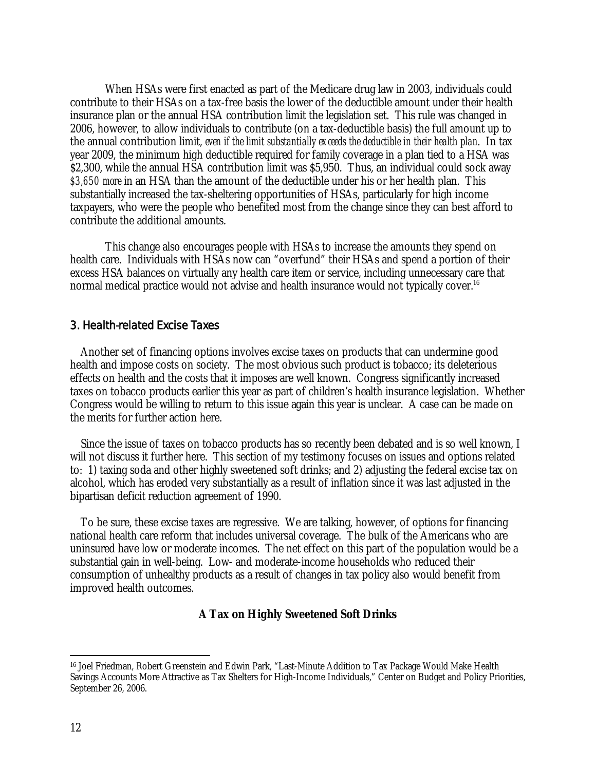When HSAs were first enacted as part of the Medicare drug law in 2003, individuals could contribute to their HSAs on a tax-free basis the lower of the deductible amount under their health insurance plan or the annual HSA contribution limit the legislation set. This rule was changed in 2006, however, to allow individuals to contribute (on a tax-deductible basis) the full amount up to the annual contribution limit, *even if the limit substantially exceeds the deductible in their health plan*. In tax year 2009, the minimum high deductible required for family coverage in a plan tied to a HSA was \$2,300, while the annual HSA contribution limit was \$5,950. Thus, an individual could sock away *\$3,650 more* in an HSA than the amount of the deductible under his or her health plan. This substantially increased the tax-sheltering opportunities of HSAs, particularly for high income taxpayers, who were the people who benefited most from the change since they can best afford to contribute the additional amounts.

This change also encourages people with HSAs to increase the amounts they spend on health care. Individuals with HSAs now can "overfund" their HSAs and spend a portion of their excess HSA balances on virtually any health care item or service, including unnecessary care that normal medical practice would not advise and health insurance would not typically cover.[16]

### 3. Health-related Excise Taxes

Another set of financing options involves excise taxes on products that can undermine good health and impose costs on society. The most obvious such product is tobacco; its deleterious effects on health and the costs that it imposes are well known. Congress significantly increased taxes on tobacco products earlier this year as part of children's health insurance legislation. Whether Congress would be willing to return to this issue again this year is unclear. A case can be made on the merits for further action here.

Since the issue of taxes on tobacco products has so recently been debated and is so well known, I will not discuss it further here. This section of my testimony focuses on issues and options related to: 1) taxing soda and other highly sweetened soft drinks; and 2) adjusting the federal excise tax on alcohol, which has eroded very substantially as a result of inflation since it was last adjusted in the bipartisan deficit reduction agreement of 1990.

To be sure, these excise taxes are regressive. We are talking, however, of options for financing national health care reform that includes universal coverage. The bulk of the Americans who are uninsured have low or moderate incomes. The net effect on this part of the population would be a substantial gain in well-being. Low- and moderate-income households who reduced their consumption of unhealthy products as a result of changes in tax policy also would benefit from improved health outcomes.

**A Tax on Highly Sweetened Soft Drinks**

---

[16] Joel Friedman, Robert Greenstein and Edwin Park, "Last-Minute Addition to Tax Package Would Make Health Savings Accounts More Attractive as Tax Shelters for High-Income Individuals," Center on Budget and Policy Priorities, September 26, 2006.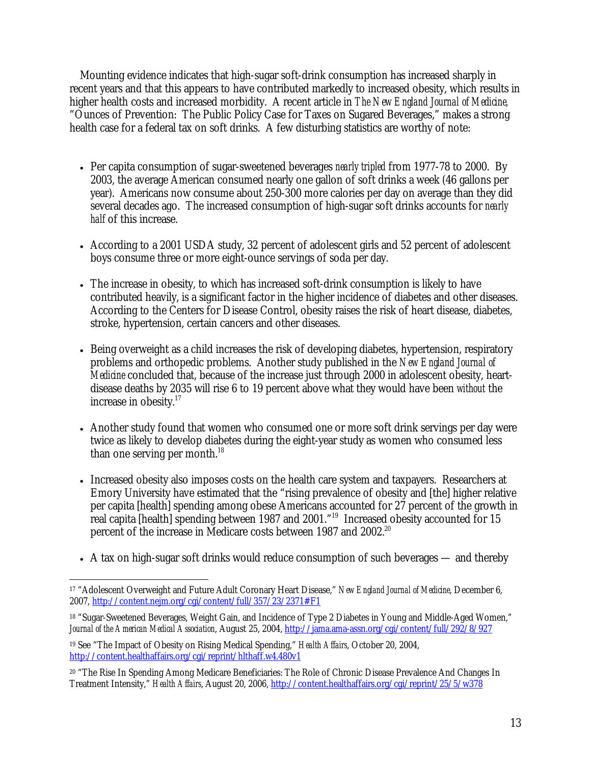Mounting evidence indicates that high-sugar soft-drink consumption has increased sharply in recent years and that this appears to have contributed markedly to increased obesity, which results in higher health costs and increased morbidity. A recent article in *The New England Journal of Medicine,* "Ounces of Prevention: The Public Policy Case for Taxes on Sugared Beverages," makes a strong health case for a federal tax on soft drinks. A few disturbing statistics are worthy of note:

- Per capita consumption of sugar-sweetened beverages *nearly tripled* from 1977-78 to 2000. By 2003, the average American consumed nearly one gallon of soft drinks a week (46 gallons per year). Americans now consume about 250-300 more calories per day on average than they did several decades ago. The increased consumption of high-sugar soft drinks accounts for *nearly half* of this increase.

- According to a 2001 USDA study, 32 percent of adolescent girls and 52 percent of adolescent boys consume three or more eight-ounce servings of soda per day.

- The increase in obesity, to which has increased soft-drink consumption is likely to have contributed heavily, is a significant factor in the higher incidence of diabetes and other diseases. According to the Centers for Disease Control, obesity raises the risk of heart disease, diabetes, stroke, hypertension, certain cancers and other diseases.

- Being overweight as a child increases the risk of developing diabetes, hypertension, respiratory problems and orthopedic problems. Another study published in the *New England Journal of Medicine* concluded that, because of the increase just through 2000 in adolescent obesity, heart-disease deaths by 2035 will rise 6 to 19 percent above what they would have been *without* the increase in obesity.[17]

- Another study found that women who consumed one or more soft drink servings per day were twice as likely to develop diabetes during the eight-year study as women who consumed less than one serving per month.[18]

- Increased obesity also imposes costs on the health care system and taxpayers. Researchers at Emory University have estimated that the "rising prevalence of obesity and [the] higher relative per capita [health] spending among obese Americans accounted for 27 percent of the growth in real capita [health] spending between 1987 and 2001."[19] Increased obesity accounted for 15 percent of the increase in Medicare costs between 1987 and 2002.[20]

- A tax on high-sugar soft drinks would reduce consumption of such beverages — and thereby

---

[17] "Adolescent Overweight and Future Adult Coronary Heart Disease," *New England Journal of Medicine*, December 6, 2007, http://content.nejm.org/cgi/content/full/357/23/2371#F1

[18] "Sugar-Sweetened Beverages, Weight Gain, and Incidence of Type 2 Diabetes in Young and Middle-Aged Women," *Journal of the American Medical Association*, August 25, 2004, http://jama.ama-assn.org/cgi/content/full/292/8/927

[19] See "The Impact of Obesity on Rising Medical Spending," *Health Affairs*, October 20, 2004, http://content.healthaffairs.org/cgi/reprint/hlthaff.w4.480v1

[20] "The Rise In Spending Among Medicare Beneficiaries: The Role of Chronic Disease Prevalence And Changes In Treatment Intensity," *Health Affairs*, August 20, 2006, http://content.healthaffairs.org/cgi/reprint/25/5/w378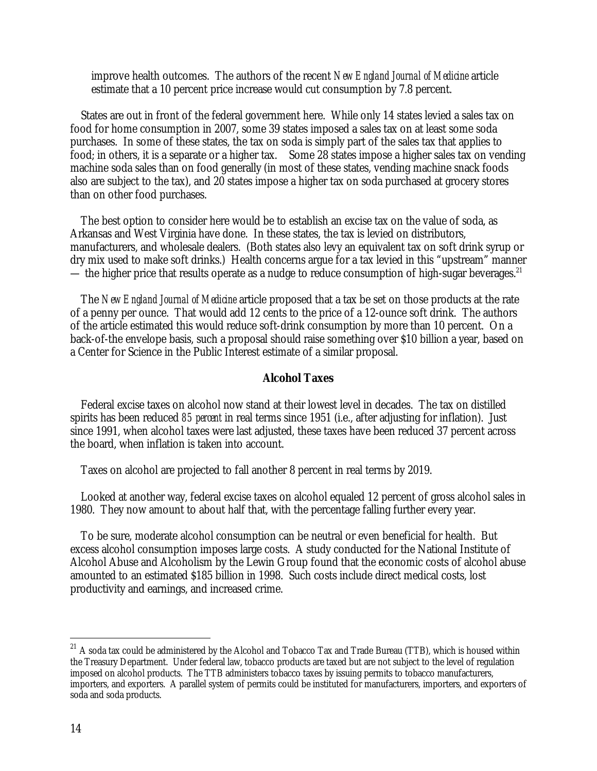improve health outcomes. The authors of the recent *New England Journal of Medicine* article estimate that a 10 percent price increase would cut consumption by 7.8 percent.

States are out in front of the federal government here. While only 14 states levied a sales tax on food for home consumption in 2007, some 39 states imposed a sales tax on at least some soda purchases. In some of these states, the tax on soda is simply part of the sales tax that applies to food; in others, it is a separate or a higher tax. Some 28 states impose a higher sales tax on vending machine soda sales than on food generally (in most of these states, vending machine snack foods also are subject to the tax), and 20 states impose a higher tax on soda purchased at grocery stores than on other food purchases.

The best option to consider here would be to establish an excise tax on the value of soda, as Arkansas and West Virginia have done. In these states, the tax is levied on distributors, manufacturers, and wholesale dealers. (Both states also levy an equivalent tax on soft drink syrup or dry mix used to make soft drinks.) Health concerns argue for a tax levied in this "upstream" manner — the higher price that results operate as a nudge to reduce consumption of high-sugar beverages.[21]

The *New England Journal of Medicine* article proposed that a tax be set on those products at the rate of a penny per ounce. That would add 12 cents to the price of a 12-ounce soft drink. The authors of the article estimated this would reduce soft-drink consumption by more than 10 percent. On a back-of-the envelope basis, such a proposal should raise something over $10 billion a year, based on a Center for Science in the Public Interest estimate of a similar proposal.

### Alcohol Taxes

Federal excise taxes on alcohol now stand at their lowest level in decades. The tax on distilled spirits has been reduced *85 percent* in real terms since 1951 (i.e., after adjusting for inflation). Just since 1991, when alcohol taxes were last adjusted, these taxes have been reduced 37 percent across the board, when inflation is taken into account.

Taxes on alcohol are projected to fall another 8 percent in real terms by 2019.

Looked at another way, federal excise taxes on alcohol equaled 12 percent of gross alcohol sales in 1980. They now amount to about half that, with the percentage falling further every year.

To be sure, moderate alcohol consumption can be neutral or even beneficial for health. But excess alcohol consumption imposes large costs. A study conducted for the National Institute of Alcohol Abuse and Alcoholism by the Lewin Group found that the economic costs of alcohol abuse amounted to an estimated $185 billion in 1998. Such costs include direct medical costs, lost productivity and earnings, and increased crime.

---

[21] A soda tax could be administered by the Alcohol and Tobacco Tax and Trade Bureau (TTB), which is housed within the Treasury Department. Under federal law, tobacco products are taxed but are not subject to the level of regulation imposed on alcohol products. The TTB administers tobacco taxes by issuing permits to tobacco manufacturers, importers, and exporters. A parallel system of permits could be instituted for manufacturers, importers, and exporters of soda and soda products.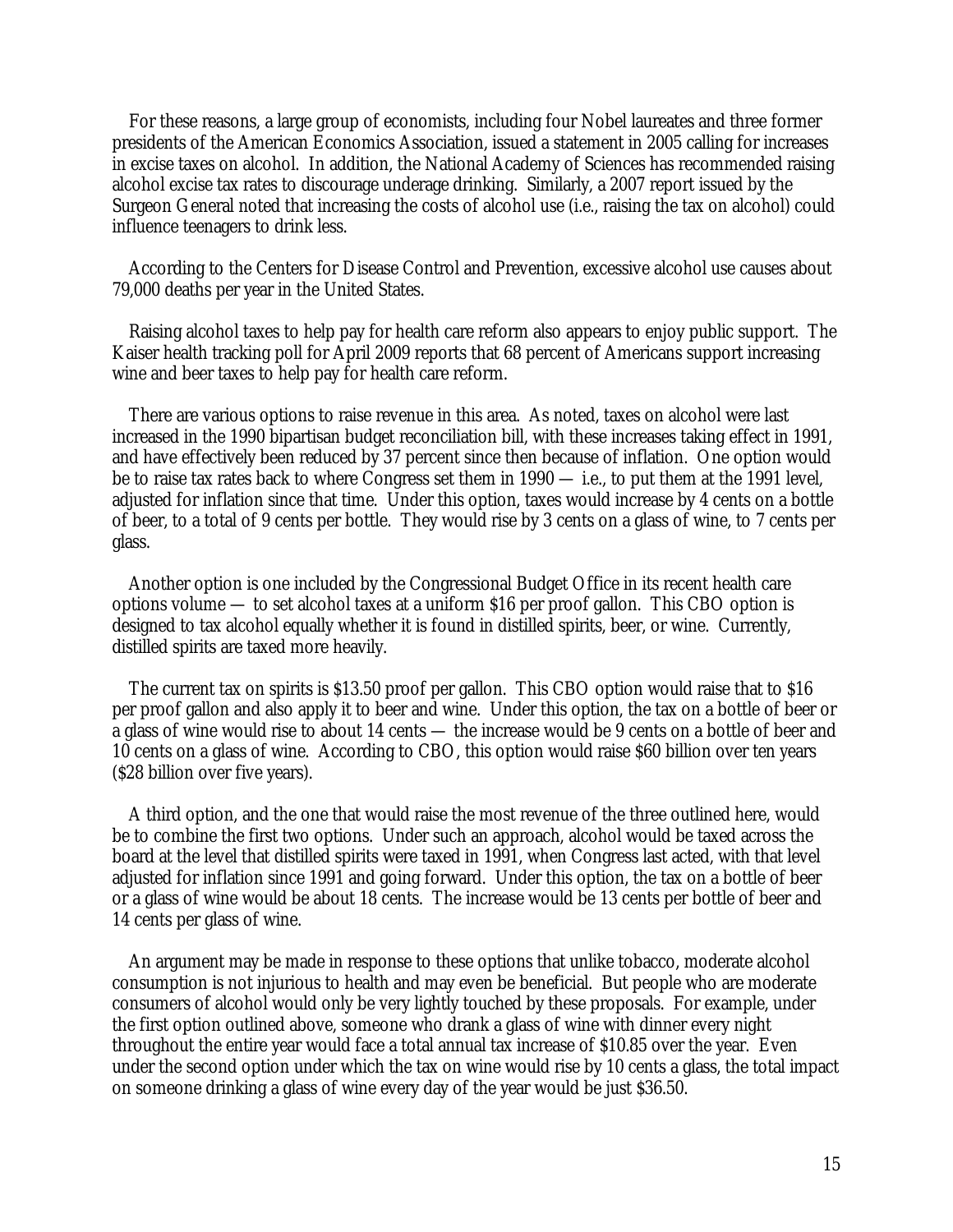For these reasons, a large group of economists, including four Nobel laureates and three former presidents of the American Economics Association, issued a statement in 2005 calling for increases in excise taxes on alcohol. In addition, the National Academy of Sciences has recommended raising alcohol excise tax rates to discourage underage drinking. Similarly, a 2007 report issued by the Surgeon General noted that increasing the costs of alcohol use (i.e., raising the tax on alcohol) could influence teenagers to drink less.

According to the Centers for Disease Control and Prevention, excessive alcohol use causes about 79,000 deaths per year in the United States.

Raising alcohol taxes to help pay for health care reform also appears to enjoy public support. The Kaiser health tracking poll for April 2009 reports that 68 percent of Americans support increasing wine and beer taxes to help pay for health care reform.

There are various options to raise revenue in this area. As noted, taxes on alcohol were last increased in the 1990 bipartisan budget reconciliation bill, with these increases taking effect in 1991, and have effectively been reduced by 37 percent since then because of inflation. One option would be to raise tax rates back to where Congress set them in 1990 — i.e., to put them at the 1991 level, adjusted for inflation since that time. Under this option, taxes would increase by 4 cents on a bottle of beer, to a total of 9 cents per bottle. They would rise by 3 cents on a glass of wine, to 7 cents per glass.

Another option is one included by the Congressional Budget Office in its recent health care options volume — to set alcohol taxes at a uniform $16 per proof gallon. This CBO option is designed to tax alcohol equally whether it is found in distilled spirits, beer, or wine. Currently, distilled spirits are taxed more heavily.

The current tax on spirits is $13.50 proof per gallon. This CBO option would raise that to $16 per proof gallon and also apply it to beer and wine. Under this option, the tax on a bottle of beer or a glass of wine would rise to about 14 cents — the increase would be 9 cents on a bottle of beer and 10 cents on a glass of wine. According to CBO, this option would raise $60 billion over ten years ($28 billion over five years).

A third option, and the one that would raise the most revenue of the three outlined here, would be to combine the first two options. Under such an approach, alcohol would be taxed across the board at the level that distilled spirits were taxed in 1991, when Congress last acted, with that level adjusted for inflation since 1991 and going forward. Under this option, the tax on a bottle of beer or a glass of wine would be about 18 cents. The increase would be 13 cents per bottle of beer and 14 cents per glass of wine.

An argument may be made in response to these options that unlike tobacco, moderate alcohol consumption is not injurious to health and may even be beneficial. But people who are moderate consumers of alcohol would only be very lightly touched by these proposals. For example, under the first option outlined above, someone who drank a glass of wine with dinner every night throughout the entire year would face a total annual tax increase of $10.85 over the year. Even under the second option under which the tax on wine would rise by 10 cents a glass, the total impact on someone drinking a glass of wine every day of the year would be just $36.50.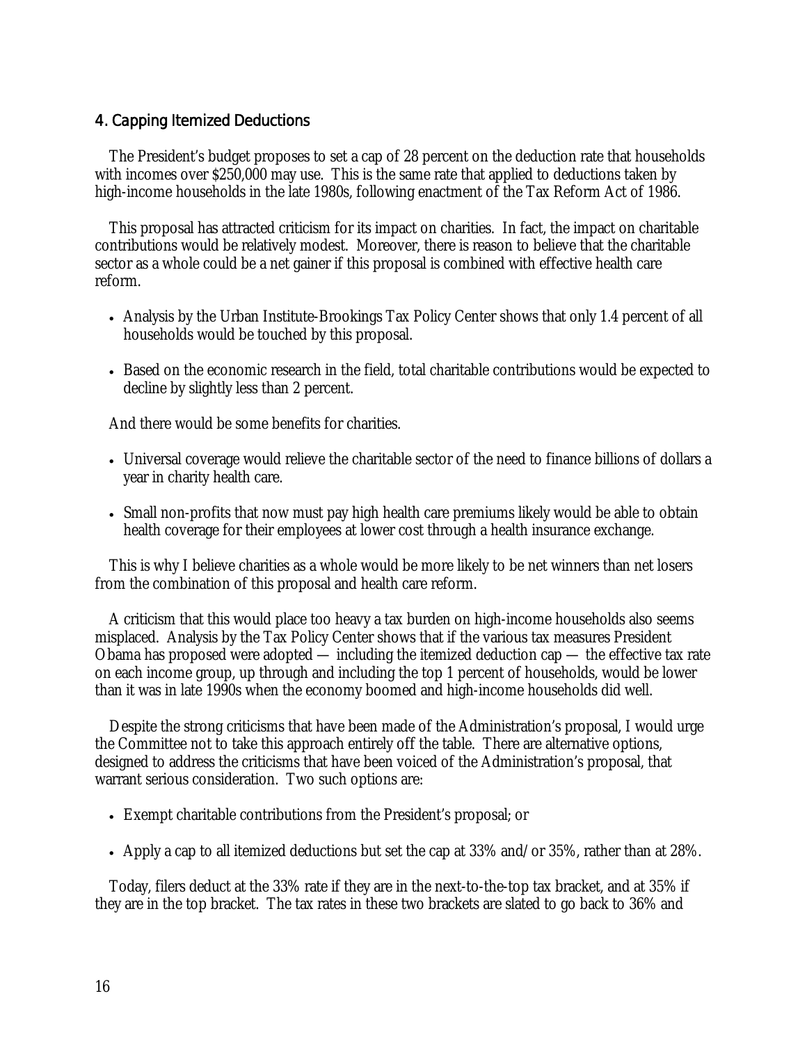## 4. Capping Itemized Deductions

The President's budget proposes to set a cap of 28 percent on the deduction rate that households with incomes over $250,000 may use. This is the same rate that applied to deductions taken by high-income households in the late 1980s, following enactment of the Tax Reform Act of 1986.

This proposal has attracted criticism for its impact on charities. In fact, the impact on charitable contributions would be relatively modest. Moreover, there is reason to believe that the charitable sector as a whole could be a net gainer if this proposal is combined with effective health care reform.

- Analysis by the Urban Institute-Brookings Tax Policy Center shows that only 1.4 percent of all households would be touched by this proposal.
- Based on the economic research in the field, total charitable contributions would be expected to decline by slightly less than 2 percent.

And there would be some benefits for charities.

- Universal coverage would relieve the charitable sector of the need to finance billions of dollars a year in charity health care.
- Small non-profits that now must pay high health care premiums likely would be able to obtain health coverage for their employees at lower cost through a health insurance exchange.

This is why I believe charities as a whole would be more likely to be net winners than net losers from the combination of this proposal and health care reform.

A criticism that this would place too heavy a tax burden on high-income households also seems misplaced. Analysis by the Tax Policy Center shows that if the various tax measures President Obama has proposed were adopted — including the itemized deduction cap — the effective tax rate on each income group, up through and including the top 1 percent of households, would be lower than it was in late 1990s when the economy boomed and high-income households did well.

Despite the strong criticisms that have been made of the Administration's proposal, I would urge the Committee not to take this approach entirely off the table. There are alternative options, designed to address the criticisms that have been voiced of the Administration's proposal, that warrant serious consideration. Two such options are:

- Exempt charitable contributions from the President's proposal; or
- Apply a cap to all itemized deductions but set the cap at 33% and/or 35%, rather than at 28%.

Today, filers deduct at the 33% rate if they are in the next-to-the-top tax bracket, and at 35% if they are in the top bracket. The tax rates in these two brackets are slated to go back to 36% and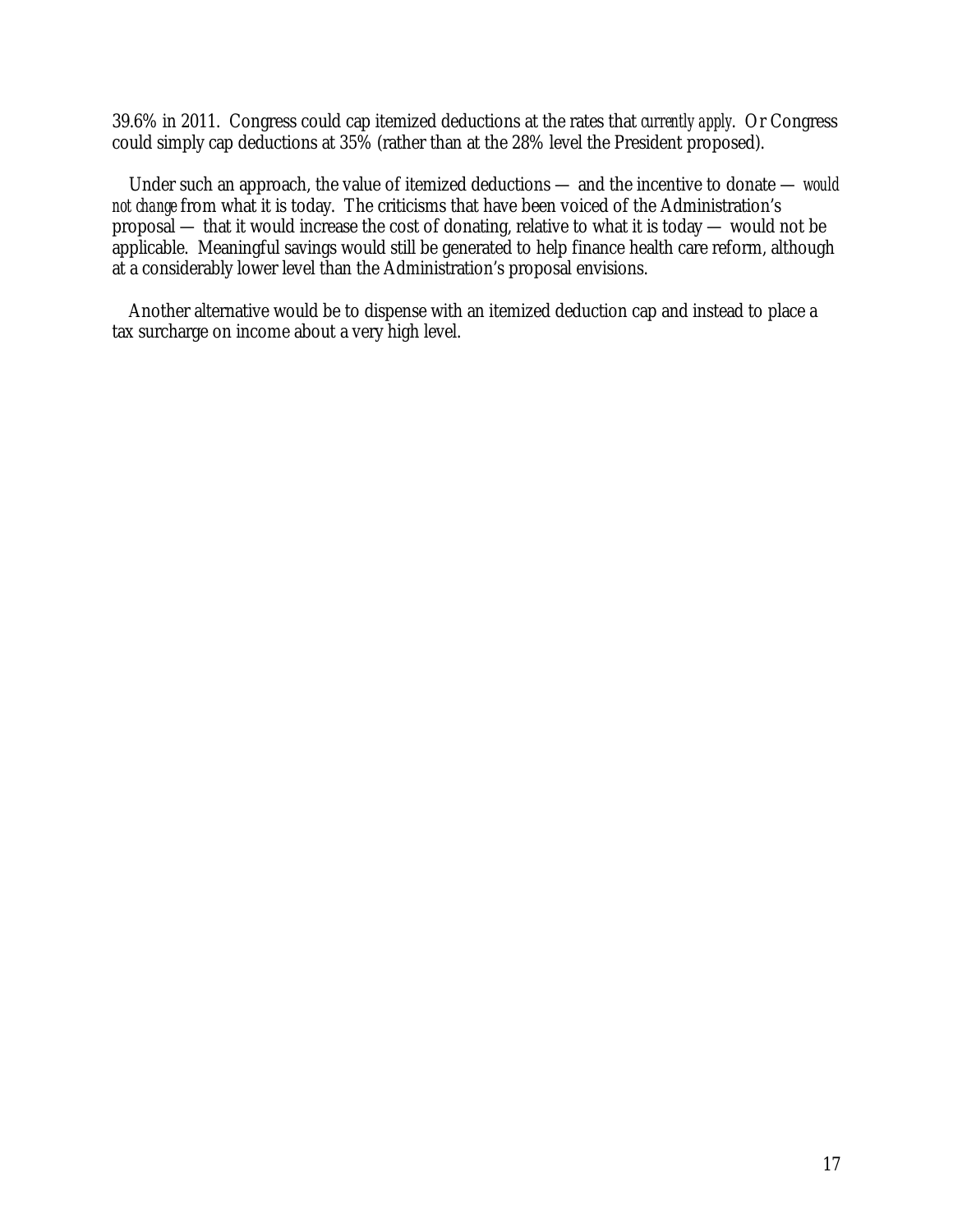39.6% in 2011. Congress could cap itemized deductions at the rates that *currently apply*. Or Congress could simply cap deductions at 35% (rather than at the 28% level the President proposed).

Under such an approach, the value of itemized deductions — and the incentive to donate — *would not change* from what it is today. The criticisms that have been voiced of the Administration's proposal — that it would increase the cost of donating, relative to what it is today — would not be applicable. Meaningful savings would still be generated to help finance health care reform, although at a considerably lower level than the Administration's proposal envisions.

Another alternative would be to dispense with an itemized deduction cap and instead to place a tax surcharge on income about a very high level.